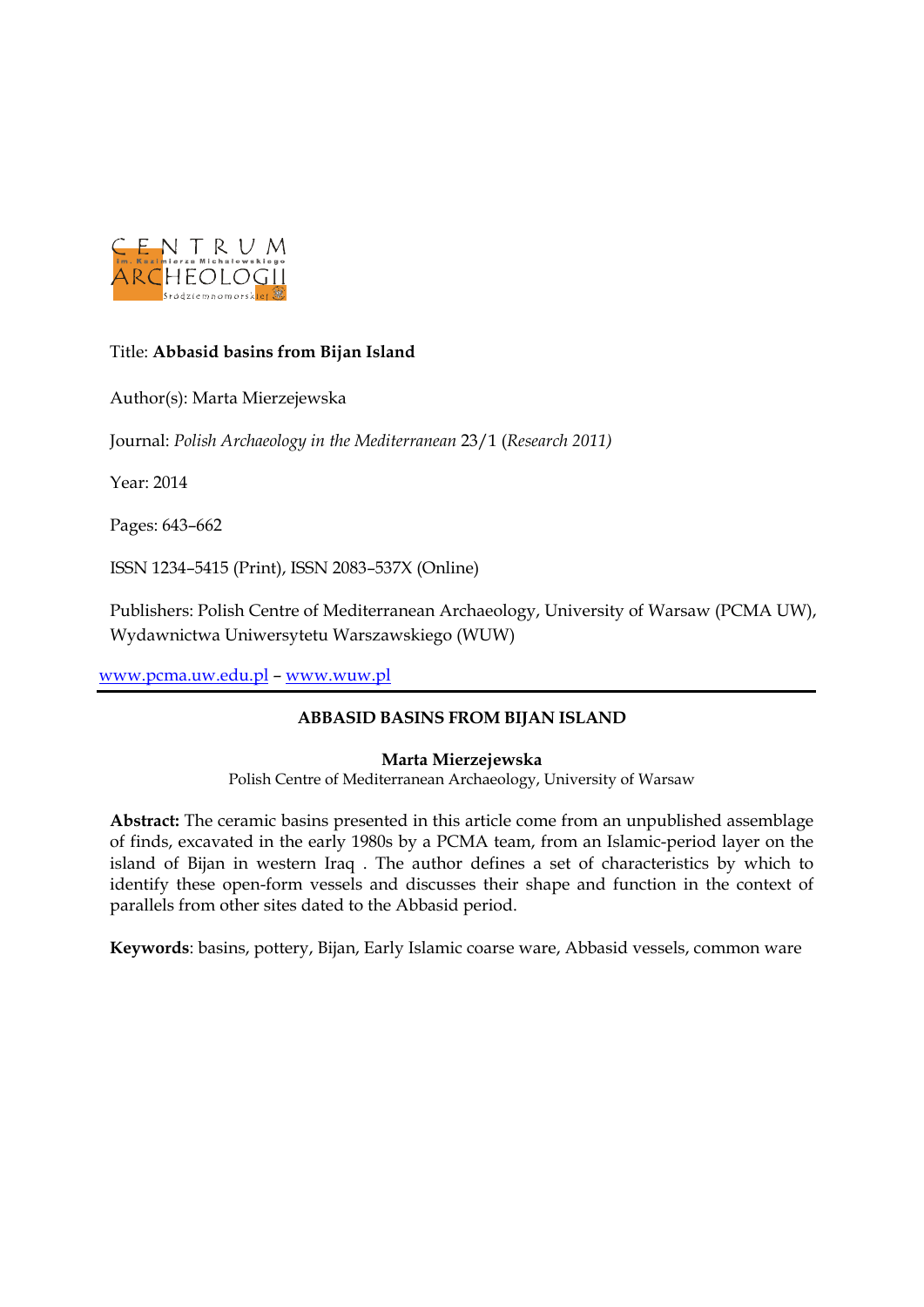Title: **Abbasid basins from Bijan Island**

Author(s): Marta Mierzejewska

Journal: *Polish Archaeology in the Mediterranean* 23/1 (*Research 2011)*

Year: 2014

Pages: 643–662

ISSN 1234–5415 (Print), ISSN 2083–537X (Online)

Publishers: Polish Centre of Mediterranean Archaeology, University of Warsaw (PCMA UW), Wydawnictwa Uniwersytetu Warszawskiego (WUW)

www.pcma.uw.edu.pl – www.wuw.pl

---

# ABBASID BASINS FROM BIJAN ISLAND

**Marta Mierzejewska**

Polish Centre of Mediterranean Archaeology, University of Warsaw

**Abstract:** The ceramic basins presented in this article come from an unpublished assemblage of finds, excavated in the early 1980s by a PCMA team, from an Islamic-period layer on the island of Bijan in western Iraq . The author defines a set of characteristics by which to identify these open-form vessels and discusses their shape and function in the context of parallels from other sites dated to the Abbasid period.

**Keywords**: basins, pottery, Bijan, Early Islamic coarse ware, Abbasid vessels, common ware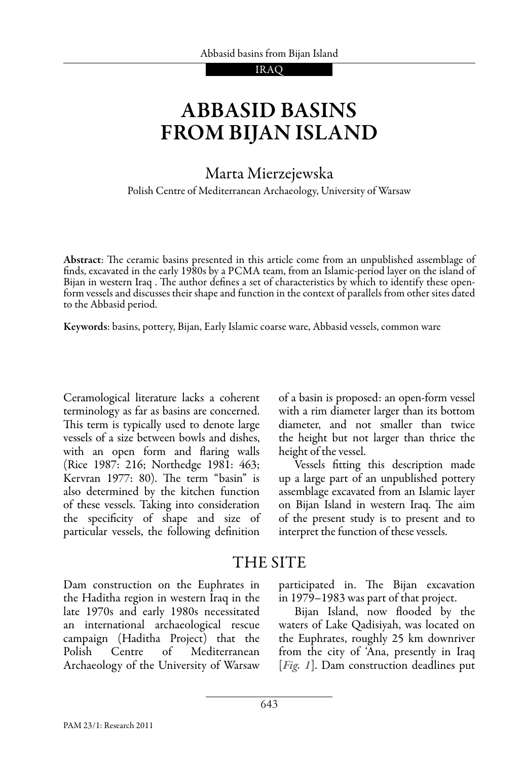# ABBASID BASINS FROM BIJAN ISLAND

Marta Mierzejewska

Polish Centre of Mediterranean Archaeology, University of Warsaw

**Abstract**: The ceramic basins presented in this article come from an unpublished assemblage of finds, excavated in the early 1980s by a PCMA team, from an Islamic-period layer on the island of Bijan in western Iraq . The author defines a set of characteristics by which to identify these open-form vessels and discusses their shape and function in the context of parallels from other sites dated to the Abbasid period.

**Keywords**: basins, pottery, Bijan, Early Islamic coarse ware, Abbasid vessels, common ware

Ceramological literature lacks a coherent terminology as far as basins are concerned. This term is typically used to denote large vessels of a size between bowls and dishes, with an open form and flaring walls (Rice 1987: 216; Northedge 1981: 463; Kervran 1977: 80). The term "basin" is also determined by the kitchen function of these vessels. Taking into consideration the specificity of shape and size of particular vessels, the following definition of a basin is proposed: an open-form vessel with a rim diameter larger than its bottom diameter, and not smaller than twice the height but not larger than thrice the height of the vessel.

Vessels fitting this description made up a large part of an unpublished pottery assemblage excavated from an Islamic layer on Bijan Island in western Iraq. The aim of the present study is to present and to interpret the function of these vessels.

## THE SITE

Dam construction on the Euphrates in the Haditha region in western Iraq in the late 1970s and early 1980s necessitated an international archaeological rescue campaign (Haditha Project) that the Polish Centre of Mediterranean Archaeology of the University of Warsaw participated in. The Bijan excavation in 1979–1983 was part of that project.

Bijan Island, now flooded by the waters of Lake Qadisiyah, was located on the Euphrates, roughly 25 km downriver from the city of 'Ana, presently in Iraq [*Fig. 1*]. Dam construction deadlines put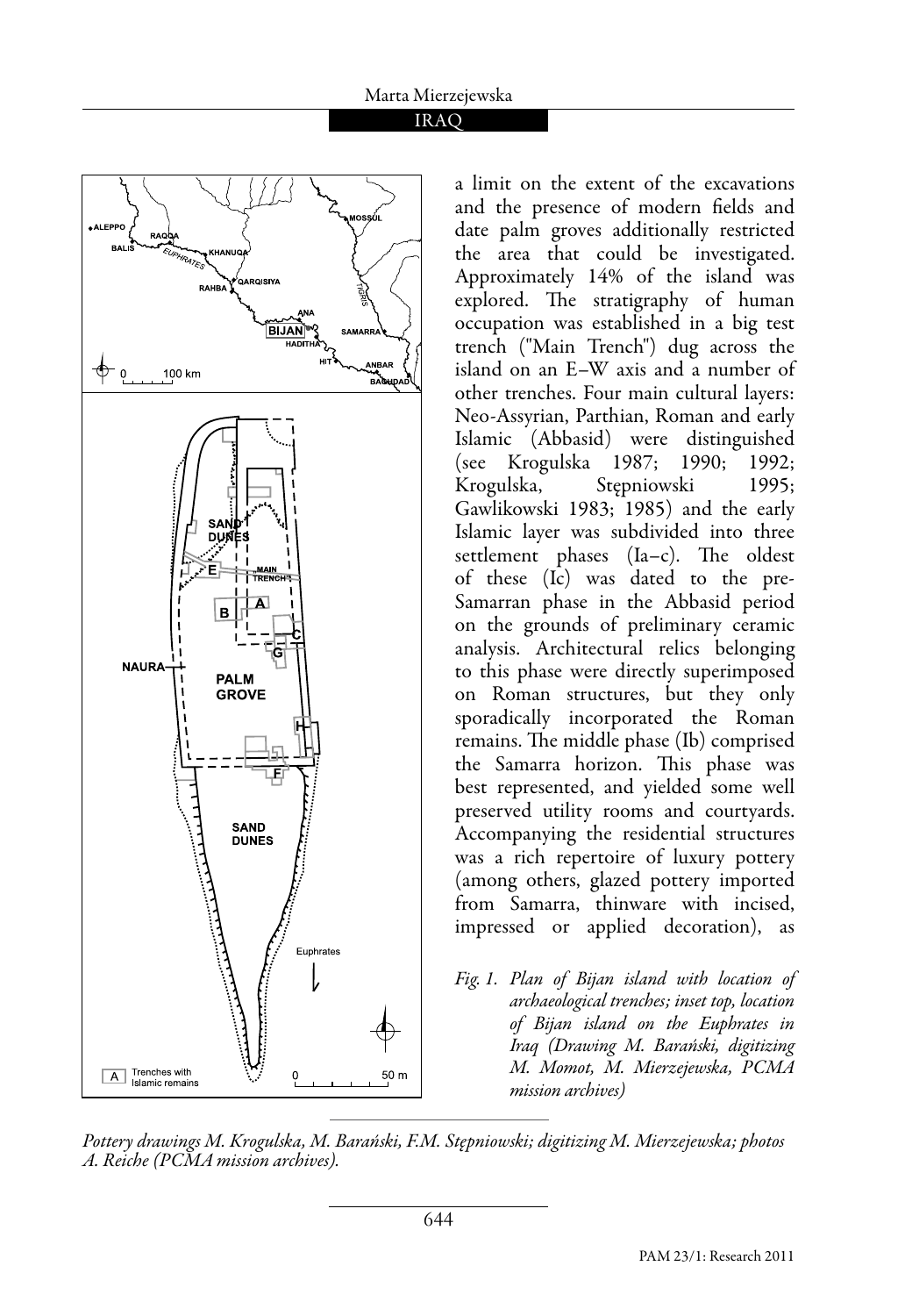a limit on the extent of the excavations and the presence of modern fields and date palm groves additionally restricted the area that could be investigated. Approximately 14% of the island was explored. The stratigraphy of human occupation was established in a big test trench ("Main Trench") dug across the island on an E–W axis and a number of other trenches. Four main cultural layers: Neo-Assyrian, Parthian, Roman and early Islamic (Abbasid) were distinguished (see Krogulska 1987; 1990; 1992; Krogulska, Stępniowski 1995; Gawlikowski 1983; 1985) and the early Islamic layer was subdivided into three settlement phases (Ia–c). The oldest of these (Ic) was dated to the pre-Samarran phase in the Abbasid period on the grounds of preliminary ceramic analysis. Architectural relics belonging to this phase were directly superimposed on Roman structures, but they only sporadically incorporated the Roman remains. The middle phase (Ib) comprised the Samarra horizon. This phase was best represented, and yielded some well preserved utility rooms and courtyards. Accompanying the residential structures was a rich repertoire of luxury pottery (among others, glazed pottery imported from Samarra, thinware with incised, impressed or applied decoration), as

*Fig. 1. Plan of Bijan island with location of archaeological trenches; inset top, location of Bijan island on the Euphrates in Iraq (Drawing M. Barański, digitizing M. Momot, M. Mierzejewska, PCMA mission archives)*

*Pottery drawings M. Krogulska, M. Barański, F.M. Stępniowski; digitizing M. Mierzejewska; photos A. Reiche (PCMA mission archives).*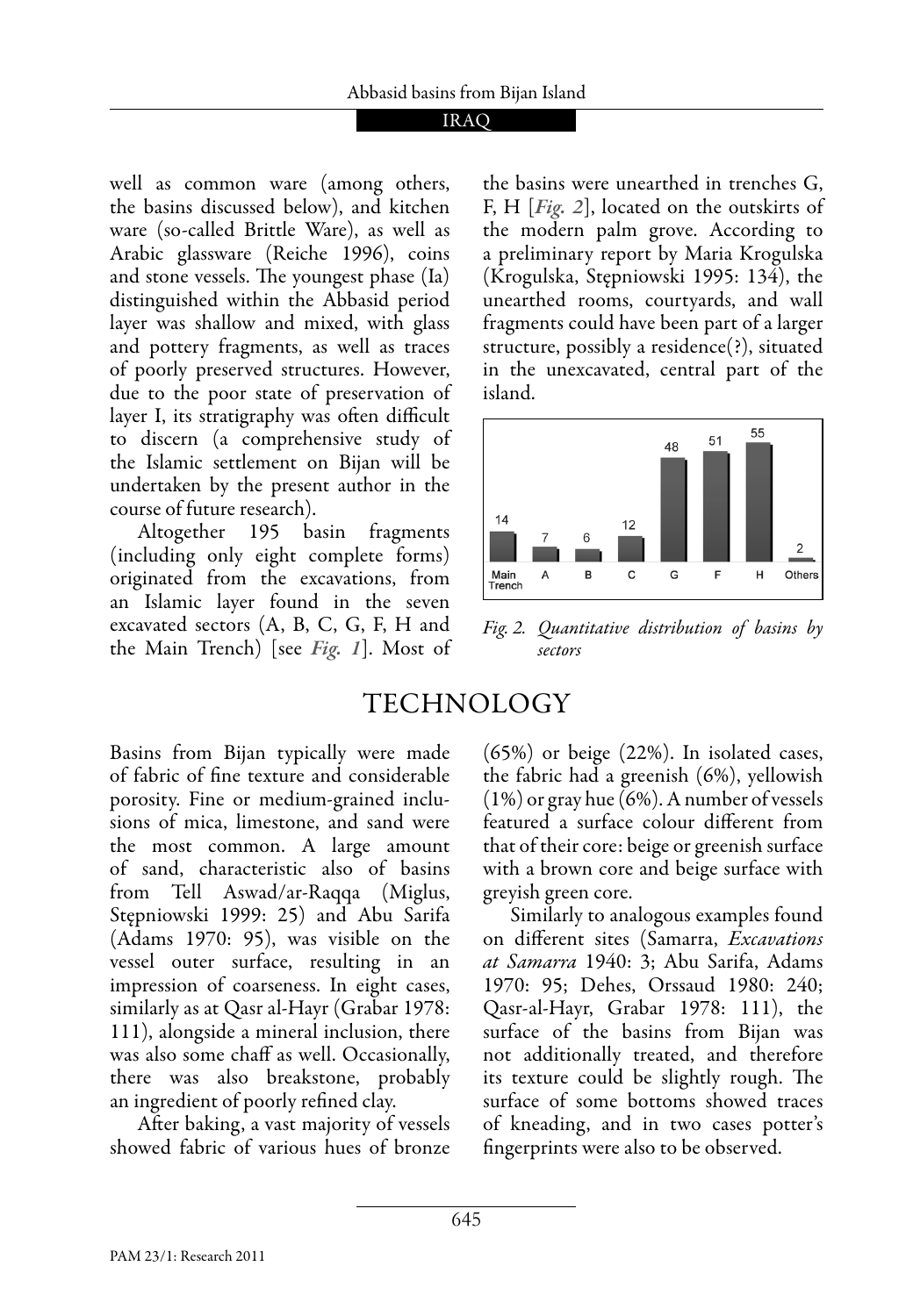well as common ware (among others, the basins discussed below), and kitchen ware (so-called Brittle Ware), as well as Arabic glassware (Reiche 1996), coins and stone vessels. The youngest phase (Ia) distinguished within the Abbasid period layer was shallow and mixed, with glass and pottery fragments, as well as traces of poorly preserved structures. However, due to the poor state of preservation of layer I, its stratigraphy was often difficult to discern (a comprehensive study of the Islamic settlement on Bijan will be undertaken by the present author in the course of future research).

Altogether 195 basin fragments (including only eight complete forms) originated from the excavations, from an Islamic layer found in the seven excavated sectors (A, B, C, G, F, H and the Main Trench) [see *Fig. 1*]. Most of the basins were unearthed in trenches G, F, H [*Fig. 2*], located on the outskirts of the modern palm grove. According to a preliminary report by Maria Krogulska (Krogulska, Stępniowski 1995: 134), the unearthed rooms, courtyards, and wall fragments could have been part of a larger structure, possibly a residence(?), situated in the unexcavated, central part of the island.

| Main Trench | A | B | C | G | F | H | Others |
|---|---|---|---|---|---|---|---|
| 14 | 7 | 6 | 12 | 48 | 51 | 55 | 2 |

*Fig. 2. Quantitative distribution of basins by sectors*

## TECHNOLOGY

Basins from Bijan typically were made of fabric of fine texture and considerable porosity. Fine or medium-grained inclusions of mica, limestone, and sand were the most common. A large amount of sand, characteristic also of basins from Tell Aswad/ar-Raqqa (Miglus, Stępniowski 1999: 25) and Abu Sarifa (Adams 1970: 95), was visible on the vessel outer surface, resulting in an impression of coarseness. In eight cases, similarly as at Qasr al-Hayr (Grabar 1978: 111), alongside a mineral inclusion, there was also some chaff as well. Occasionally, there was also breakstone, probably an ingredient of poorly refined clay.

After baking, a vast majority of vessels showed fabric of various hues of bronze (65%) or beige (22%). In isolated cases, the fabric had a greenish (6%), yellowish (1%) or gray hue (6%). A number of vessels featured a surface colour different from that of their core: beige or greenish surface with a brown core and beige surface with greyish green core.

Similarly to analogous examples found on different sites (Samarra, *Excavations at Samarra* 1940: 3; Abu Sarifa, Adams 1970: 95; Dehes, Orssaud 1980: 240; Qasr-al-Hayr, Grabar 1978: 111), the surface of the basins from Bijan was not additionally treated, and therefore its texture could be slightly rough. The surface of some bottoms showed traces of kneading, and in two cases potter's fingerprints were also to be observed.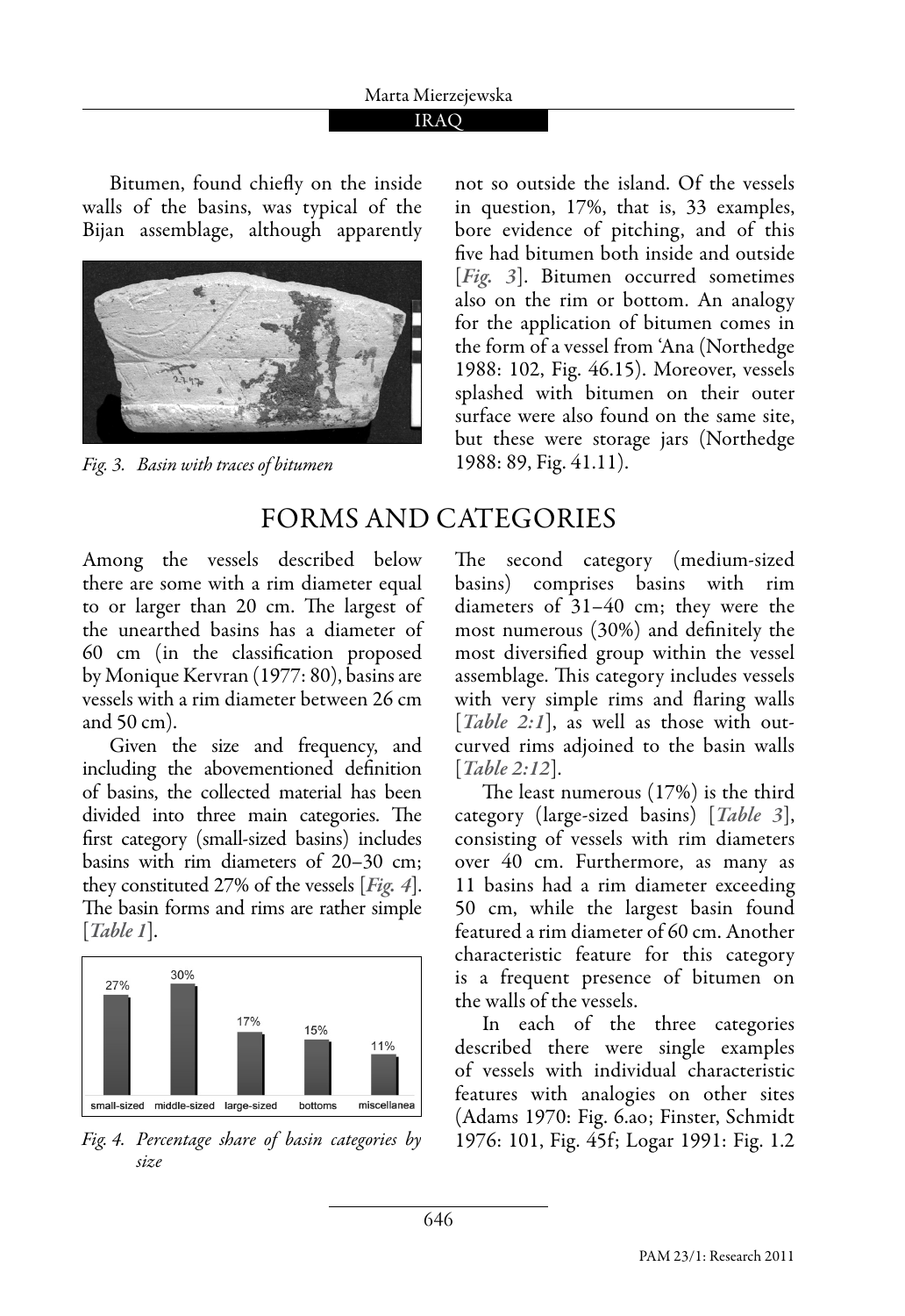Bitumen, found chiefly on the inside walls of the basins, was typical of the Bijan assemblage, although apparently not so outside the island. Of the vessels in question, 17%, that is, 33 examples, bore evidence of pitching, and of this five had bitumen both inside and outside [*Fig. 3*]. Bitumen occurred sometimes also on the rim or bottom. An analogy for the application of bitumen comes in the form of a vessel from 'Ana (Northedge 1988: 102, Fig. 46.15). Moreover, vessels splashed with bitumen on their outer surface were also found on the same site, but these were storage jars (Northedge 1988: 89, Fig. 41.11).

*Fig. 3. Basin with traces of bitumen*

## FORMS AND CATEGORIES

Among the vessels described below there are some with a rim diameter equal to or larger than 20 cm. The largest of the unearthed basins has a diameter of 60 cm (in the classification proposed by Monique Kervran (1977: 80), basins are vessels with a rim diameter between 26 cm and 50 cm).

Given the size and frequency, and including the abovementioned definition of basins, the collected material has been divided into three main categories. The first category (small-sized basins) includes basins with rim diameters of 20–30 cm; they constituted 27% of the vessels [*Fig. 4*]. The basin forms and rims are rather simple [*Table 1*].

| small-sized | middle-sized | large-sized | bottoms | miscellanea |
|---|---|---|---|---|
| 27% | 30% | 17% | 15% | 11% |

*Fig. 4. Percentage share of basin categories by size*

The second category (medium-sized basins) comprises basins with rim diameters of 31–40 cm; they were the most numerous (30%) and definitely the most diversified group within the vessel assemblage. This category includes vessels with very simple rims and flaring walls [*Table 2:1*], as well as those with outcurved rims adjoined to the basin walls [*Table 2:12*].

The least numerous (17%) is the third category (large-sized basins) [*Table 3*], consisting of vessels with rim diameters over 40 cm. Furthermore, as many as 11 basins had a rim diameter exceeding 50 cm, while the largest basin found featured a rim diameter of 60 cm. Another characteristic feature for this category is a frequent presence of bitumen on the walls of the vessels.

In each of the three categories described there were single examples of vessels with individual characteristic features with analogies on other sites (Adams 1970: Fig. 6.ao; Finster, Schmidt 1976: 101, Fig. 45f; Logar 1991: Fig. 1.2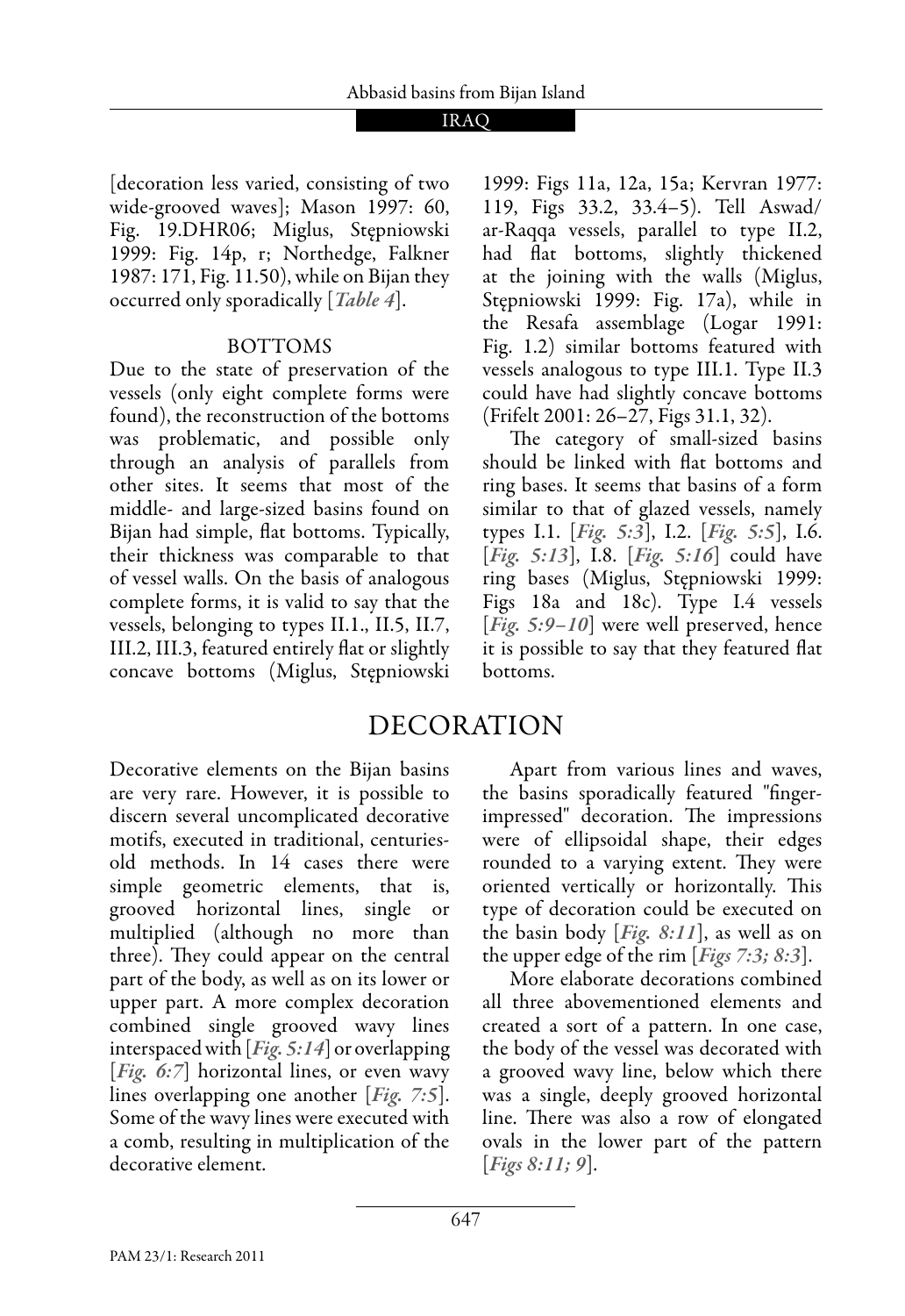[decoration less varied, consisting of two wide-grooved waves]; Mason 1997: 60, Fig. 19.DHR06; Miglus, Stępniowski 1999: Fig. 14p, r; Northedge, Falkner 1987: 171, Fig. 11.50), while on Bijan they occurred only sporadically [*Table 4*].

### BOTTOMS

Due to the state of preservation of the vessels (only eight complete forms were found), the reconstruction of the bottoms was problematic, and possible only through an analysis of parallels from other sites. It seems that most of the middle- and large-sized basins found on Bijan had simple, flat bottoms. Typically, their thickness was comparable to that of vessel walls. On the basis of analogous complete forms, it is valid to say that the vessels, belonging to types II.1., II.5, II.7, III.2, III.3, featured entirely flat or slightly concave bottoms (Miglus, Stępniowski 1999: Figs 11a, 12a, 15a; Kervran 1977: 119, Figs 33.2, 33.4–5). Tell Aswad/ar-Raqqa vessels, parallel to type II.2, had flat bottoms, slightly thickened at the joining with the walls (Miglus, Stępniowski 1999: Fig. 17a), while in the Resafa assemblage (Logar 1991: Fig. 1.2) similar bottoms featured with vessels analogous to type III.1. Type II.3 could have had slightly concave bottoms (Frifelt 2001: 26–27, Figs 31.1, 32).

The category of small-sized basins should be linked with flat bottoms and ring bases. It seems that basins of a form similar to that of glazed vessels, namely types I.1. [*Fig. 5:3*], I.2. [*Fig. 5:5*], I.6. [*Fig. 5:13*], I.8. [*Fig. 5:16*] could have ring bases (Miglus, Stępniowski 1999: Figs 18a and 18c). Type I.4 vessels [*Fig. 5:9–10*] were well preserved, hence it is possible to say that they featured flat bottoms.

## DECORATION

Decorative elements on the Bijan basins are very rare. However, it is possible to discern several uncomplicated decorative motifs, executed in traditional, centuries-old methods. In 14 cases there were simple geometric elements, that is, grooved horizontal lines, single or multiplied (although no more than three). They could appear on the central part of the body, as well as on its lower or upper part. A more complex decoration combined single grooved wavy lines interspaced with [*Fig. 5:14*] or overlapping [*Fig. 6:7*] horizontal lines, or even wavy lines overlapping one another [*Fig. 7:5*]. Some of the wavy lines were executed with a comb, resulting in multiplication of the decorative element.

Apart from various lines and waves, the basins sporadically featured "finger-impressed" decoration. The impressions were of ellipsoidal shape, their edges rounded to a varying extent. They were oriented vertically or horizontally. This type of decoration could be executed on the basin body [*Fig. 8:11*], as well as on the upper edge of the rim [*Figs 7:3; 8:3*].

More elaborate decorations combined all three abovementioned elements and created a sort of a pattern. In one case, the body of the vessel was decorated with a grooved wavy line, below which there was a single, deeply grooved horizontal line. There was also a row of elongated ovals in the lower part of the pattern [*Figs 8:11; 9*].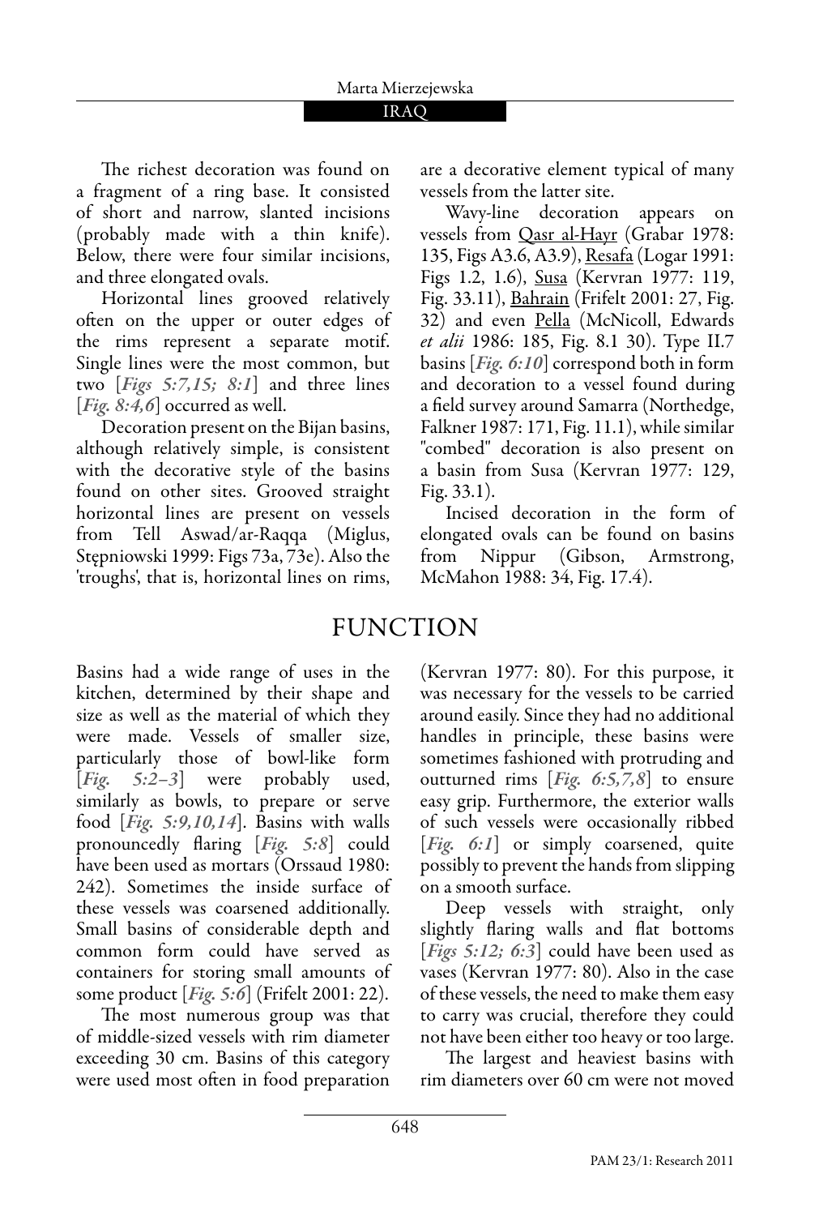The richest decoration was found on a fragment of a ring base. It consisted of short and narrow, slanted incisions (probably made with a thin knife). Below, there were four similar incisions, and three elongated ovals.

Horizontal lines grooved relatively often on the upper or outer edges of the rims represent a separate motif. Single lines were the most common, but two [*Figs 5:7,15; 8:1*] and three lines [*Fig. 8:4,6*] occurred as well.

Decoration present on the Bijan basins, although relatively simple, is consistent with the decorative style of the basins found on other sites. Grooved straight horizontal lines are present on vessels from Tell Aswad/ar-Raqqa (Miglus, Stępniowski 1999: Figs 73a, 73e). Also the 'troughs', that is, horizontal lines on rims, are a decorative element typical of many vessels from the latter site.

Wavy-line decoration appears on vessels from Qasr al-Hayr (Grabar 1978: 135, Figs A3.6, A3.9), Resafa (Logar 1991: Figs 1.2, 1.6), Susa (Kervran 1977: 119, Fig. 33.11), Bahrain (Frifelt 2001: 27, Fig. 32) and even Pella (McNicoll, Edwards *et alii* 1986: 185, Fig. 8.1 30). Type II.7 basins [*Fig. 6:10*] correspond both in form and decoration to a vessel found during a field survey around Samarra (Northedge, Falkner 1987: 171, Fig. 11.1), while similar "combed" decoration is also present on a basin from Susa (Kervran 1977: 129, Fig. 33.1).

Incised decoration in the form of elongated ovals can be found on basins from Nippur (Gibson, Armstrong, McMahon 1988: 34, Fig. 17.4).

## FUNCTION

Basins had a wide range of uses in the kitchen, determined by their shape and size as well as the material of which they were made. Vessels of smaller size, particularly those of bowl-like form [*Fig. 5:2–3*] were probably used, similarly as bowls, to prepare or serve food [*Fig. 5:9,10,14*]. Basins with walls pronouncedly flaring [*Fig. 5:8*] could have been used as mortars (Orssaud 1980: 242). Sometimes the inside surface of these vessels was coarsened additionally. Small basins of considerable depth and common form could have served as containers for storing small amounts of some product [*Fig. 5:6*] (Frifelt 2001: 22).

The most numerous group was that of middle-sized vessels with rim diameter exceeding 30 cm. Basins of this category were used most often in food preparation (Kervran 1977: 80). For this purpose, it was necessary for the vessels to be carried around easily. Since they had no additional handles in principle, these basins were sometimes fashioned with protruding and outturned rims [*Fig. 6:5,7,8*] to ensure easy grip. Furthermore, the exterior walls of such vessels were occasionally ribbed [*Fig. 6:1*] or simply coarsened, quite possibly to prevent the hands from slipping on a smooth surface.

Deep vessels with straight, only slightly flaring walls and flat bottoms [*Figs 5:12; 6:3*] could have been used as vases (Kervran 1977: 80). Also in the case of these vessels, the need to make them easy to carry was crucial, therefore they could not have been either too heavy or too large.

The largest and heaviest basins with rim diameters over 60 cm were not moved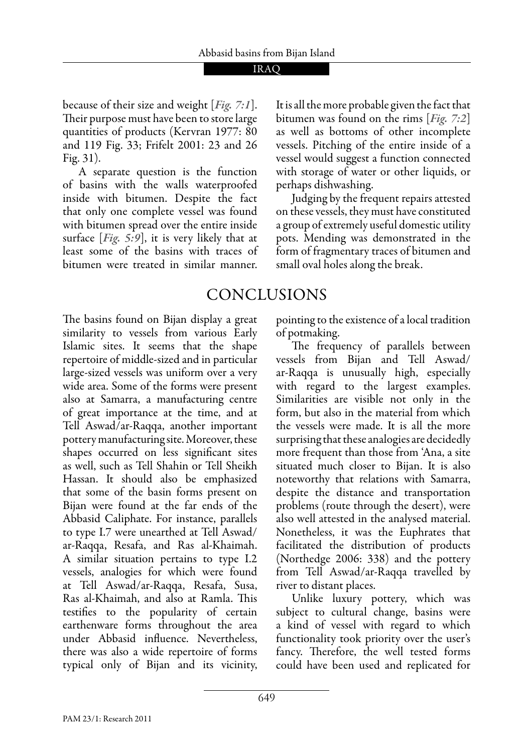because of their size and weight [*Fig. 7:1*]. Their purpose must have been to store large quantities of products (Kervran 1977: 80 and 119 Fig. 33; Frifelt 2001: 23 and 26 Fig. 31).

A separate question is the function of basins with the walls waterproofed inside with bitumen. Despite the fact that only one complete vessel was found with bitumen spread over the entire inside surface [*Fig. 5:9*], it is very likely that at least some of the basins with traces of bitumen were treated in similar manner. It is all the more probable given the fact that bitumen was found on the rims [*Fig. 7:2*] as well as bottoms of other incomplete vessels. Pitching of the entire inside of a vessel would suggest a function connected with storage of water or other liquids, or perhaps dishwashing.

Judging by the frequent repairs attested on these vessels, they must have constituted a group of extremely useful domestic utility pots. Mending was demonstrated in the form of fragmentary traces of bitumen and small oval holes along the break.

## CONCLUSIONS

The basins found on Bijan display a great similarity to vessels from various Early Islamic sites. It seems that the shape repertoire of middle-sized and in particular large-sized vessels was uniform over a very wide area. Some of the forms were present also at Samarra, a manufacturing centre of great importance at the time, and at Tell Aswad/ar-Raqqa, another important pottery manufacturing site. Moreover, these shapes occurred on less significant sites as well, such as Tell Shahin or Tell Sheikh Hassan. It should also be emphasized that some of the basin forms present on Bijan were found at the far ends of the Abbasid Caliphate. For instance, parallels to type I.7 were unearthed at Tell Aswad/ ar-Raqqa, Resafa, and Ras al-Khaimah. A similar situation pertains to type I.2 vessels, analogies for which were found at Tell Aswad/ar-Raqqa, Resafa, Susa, Ras al-Khaimah, and also at Ramla. This testifies to the popularity of certain earthenware forms throughout the area under Abbasid influence. Nevertheless, there was also a wide repertoire of forms typical only of Bijan and its vicinity, pointing to the existence of a local tradition of potmaking.

The frequency of parallels between vessels from Bijan and Tell Aswad/ ar-Raqqa is unusually high, especially with regard to the largest examples. Similarities are visible not only in the form, but also in the material from which the vessels were made. It is all the more surprising that these analogies are decidedly more frequent than those from 'Ana, a site situated much closer to Bijan. It is also noteworthy that relations with Samarra, despite the distance and transportation problems (route through the desert), were also well attested in the analysed material. Nonetheless, it was the Euphrates that facilitated the distribution of products (Northedge 2006: 338) and the pottery from Tell Aswad/ar-Raqqa travelled by river to distant places.

Unlike luxury pottery, which was subject to cultural change, basins were a kind of vessel with regard to which functionality took priority over the user's fancy. Therefore, the well tested forms could have been used and replicated for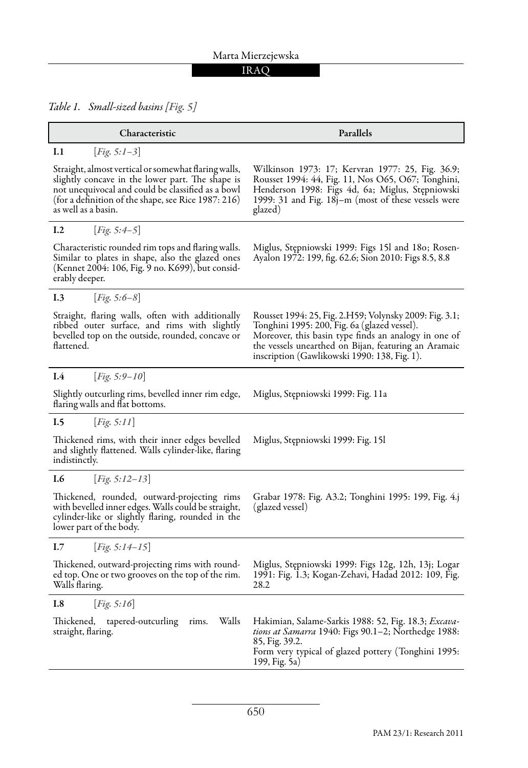*Table 1. Small-sized basins [Fig. 5]*

| Characteristic | Parallels |
|---|---|
| **I.1** [*Fig. 5:1–3*] | |
| Straight, almost vertical or somewhat flaring walls, slightly concave in the lower part. The shape is not unequivocal and could be classified as a bowl (for a definition of the shape, see Rice 1987: 216) as well as a basin. | Wilkinson 1973: 17; Kervran 1977: 25, Fig. 36.9; Rousset 1994: 44, Fig. 11, Nos O65, O67; Tonghini, Henderson 1998: Figs 4d, 6a; Miglus, Stępniowski 1999: 31 and Fig. 18j–m (most of these vessels were glazed) |
| **I.2** [*Fig. 5:4–5*] | |
| Characteristic rounded rim tops and flaring walls. Similar to plates in shape, also the glazed ones (Kennet 2004: 106, Fig. 9 no. K699), but considerably deeper. | Miglus, Stępniowski 1999: Figs 15l and 18o; Rosen-Ayalon 1972: 199, fig. 62.6; Sion 2010: Figs 8.5, 8.8 |
| **I.3** [*Fig. 5:6–8*] | |
| Straight, flaring walls, often with additionally ribbed outer surface, and rims with slightly bevelled top on the outside, rounded, concave or flattened. | Rousset 1994: 25, Fig. 2.H59; Volynsky 2009: Fig. 3.1; Tonghini 1995: 200, Fig. 6a (glazed vessel). Moreover, this basin type finds an analogy in one of the vessels unearthed on Bijan, featuring an Aramaic inscription (Gawlikowski 1990: 138, Fig. 1). |
| **I.4** [*Fig. 5:9–10*] | |
| Slightly outcurling rims, bevelled inner rim edge, flaring walls and flat bottoms. | Miglus, Stępniowski 1999: Fig. 11a |
| **I.5** [*Fig. 5:11*] | |
| Thickened rims, with their inner edges bevelled and slightly flattened. Walls cylinder-like, flaring indistinctly. | Miglus, Stępniowski 1999: Fig. 15l |
| **I.6** [*Fig. 5:12–13*] | |
| Thickened, rounded, outward-projecting rims with bevelled inner edges. Walls could be straight, cylinder-like or slightly flaring, rounded in the lower part of the body. | Grabar 1978: Fig. A3.2; Tonghini 1995: 199, Fig. 4.j (glazed vessel) |
| **I.7** [*Fig. 5:14–15*] | |
| Thickened, outward-projecting rims with rounded top. One or two grooves on the top of the rim. Walls flaring. | Miglus, Stępniowski 1999: Figs 12g, 12h, 13j; Logar 1991: Fig. 1.3; Kogan-Zehavi, Hadad 2012: 109, Fig. 28.2 |
| **I.8** [*Fig. 5:16*] | |
| Thickened, tapered-outcurling rims. Walls straight, flaring. | Hakimian, Salame-Sarkis 1988: 52, Fig. 18.3; *Excavations at Samarra* 1940: Figs 90.1–2; Northedge 1988: 85, Fig. 39.2. Form very typical of glazed pottery (Tonghini 1995: 199, Fig. 5a) |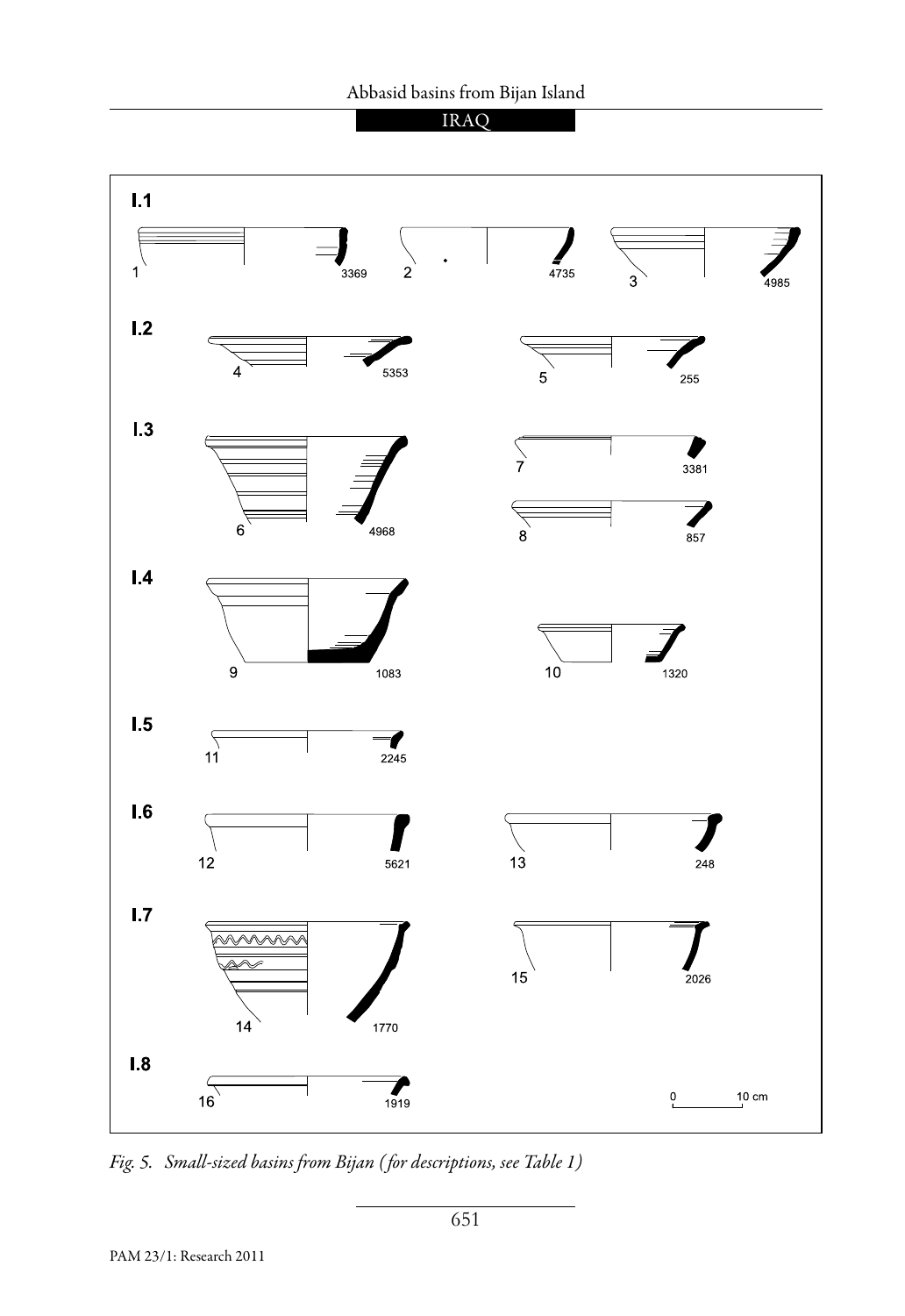*Fig. 5. Small-sized basins from Bijan (for descriptions, see Table 1)*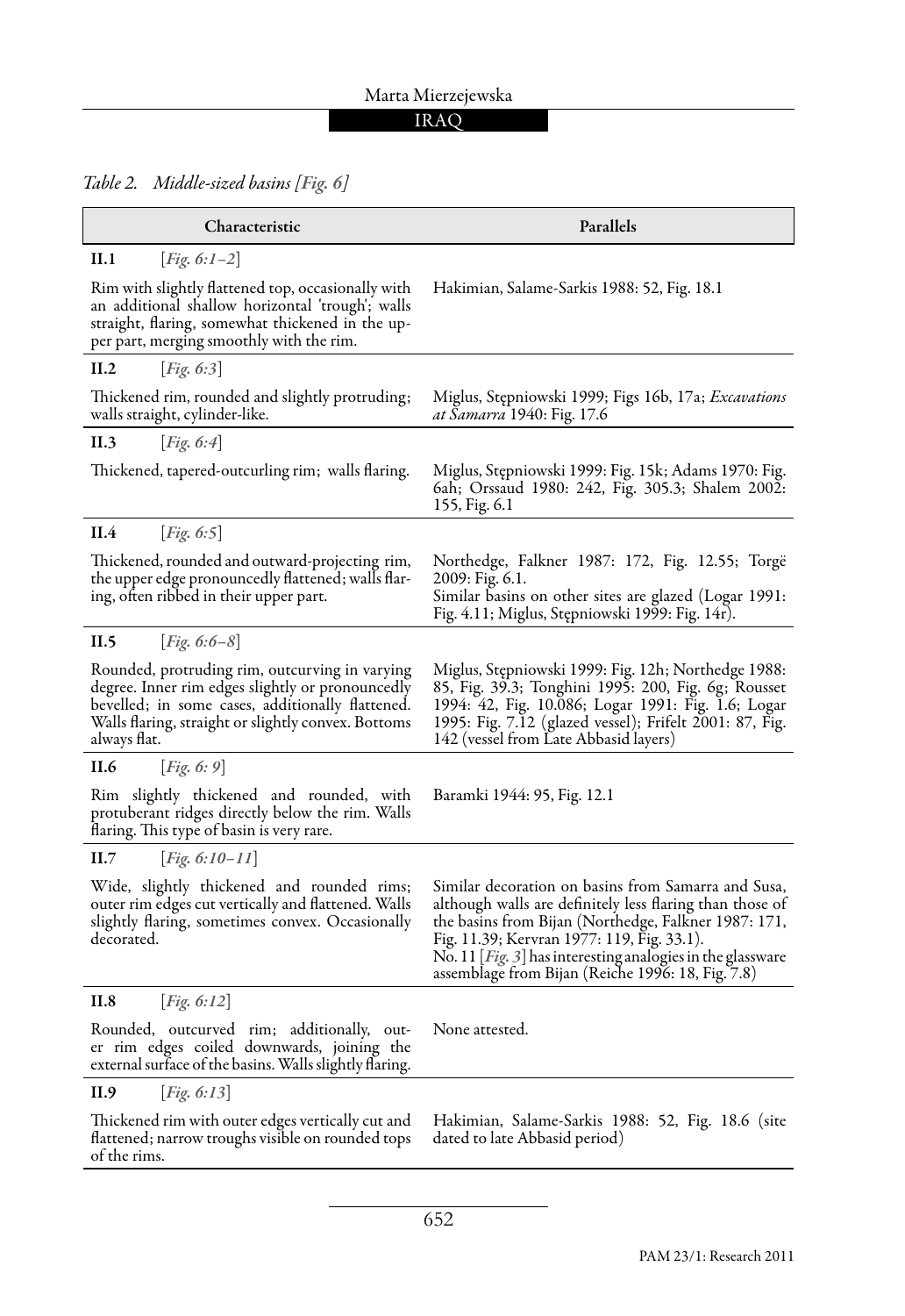*Table 2. Middle-sized basins [Fig. 6]*

| Characteristic | Parallels |
|---|---|
| **II.1** [*Fig. 6:1–2*] | |
| Rim with slightly flattened top, occasionally with an additional shallow horizontal 'trough'; walls straight, flaring, somewhat thickened in the upper part, merging smoothly with the rim. | Hakimian, Salame-Sarkis 1988: 52, Fig. 18.1 |
| **II.2** [*Fig. 6:3*] | |
| Thickened rim, rounded and slightly protruding; walls straight, cylinder-like. | Miglus, Stępniowski 1999; Figs 16b, 17a; *Excavations at Samarra* 1940: Fig. 17.6 |
| **II.3** [*Fig. 6:4*] | |
| Thickened, tapered-outcurling rim; walls flaring. | Miglus, Stępniowski 1999: Fig. 15k; Adams 1970: Fig. 6ah; Orssaud 1980: 242, Fig. 305.3; Shalem 2002: 155, Fig. 6.1 |
| **II.4** [*Fig. 6:5*] | |
| Thickened, rounded and outward-projecting rim, the upper edge pronouncedly flattened; walls flaring, often ribbed in their upper part. | Northedge, Falkner 1987: 172, Fig. 12.55; Torgë 2009: Fig. 6.1. Similar basins on other sites are glazed (Logar 1991: Fig. 4.11; Miglus, Stępniowski 1999: Fig. 14r). |
| **II.5** [*Fig. 6:6–8*] | |
| Rounded, protruding rim, outcurving in varying degree. Inner rim edges slightly or pronouncedly bevelled; in some cases, additionally flattened. Walls flaring, straight or slightly convex. Bottoms always flat. | Miglus, Stępniowski 1999: Fig. 12h; Northedge 1988: 85, Fig. 39.3; Tonghini 1995: 200, Fig. 6g; Rousset 1994: 42, Fig. 10.086; Logar 1991: Fig. 1.6; Logar 1995: Fig. 7.12 (glazed vessel); Frifelt 2001: 87, Fig. 142 (vessel from Late Abbasid layers) |
| **II.6** [*Fig. 6: 9*] | |
| Rim slightly thickened and rounded, with protuberant ridges directly below the rim. Walls flaring. This type of basin is very rare. | Baramki 1944: 95, Fig. 12.1 |
| **II.7** [*Fig. 6:10–11*] | |
| Wide, slightly thickened and rounded rims; outer rim edges cut vertically and flattened. Walls slightly flaring, sometimes convex. Occasionally decorated. | Similar decoration on basins from Samarra and Susa, although walls are definitely less flaring than those of the basins from Bijan (Northedge, Falkner 1987: 171, Fig. 11.39; Kervran 1977: 119, Fig. 33.1). No. 11 [*Fig. 3*] has interesting analogies in the glassware assemblage from Bijan (Reiche 1996: 18, Fig. 7.8) |
| **II.8** [*Fig. 6:12*] | |
| Rounded, outcurved rim; additionally, outer rim edges coiled downwards, joining the external surface of the basins. Walls slightly flaring. | None attested. |
| **II.9** [*Fig. 6:13*] | |
| Thickened rim with outer edges vertically cut and flattened; narrow troughs visible on rounded tops of the rims. | Hakimian, Salame-Sarkis 1988: 52, Fig. 18.6 (site dated to late Abbasid period) |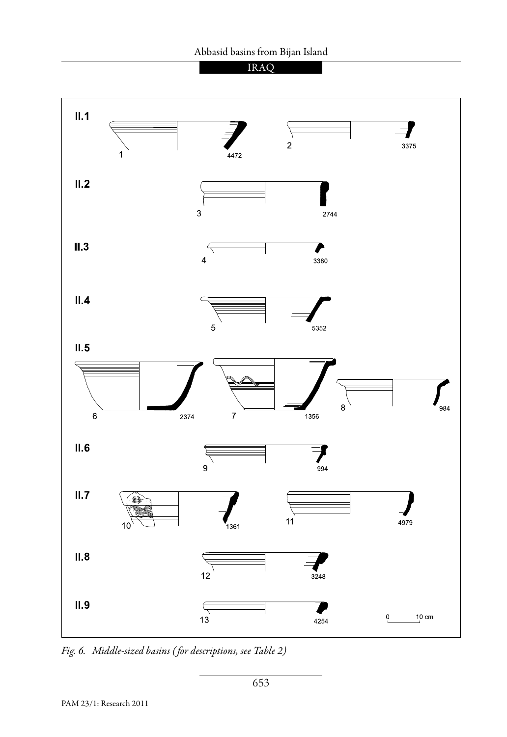II.1

1 4472

2 3375

II.2

3 2744

II.3

4 3380

II.4

5 5352

II.5

6 2374

7 1356

8 984

II.6

9 994

II.7

10 1361

11 4979

II.8

12 3248

II.9

13 4254

0 10 cm

*Fig. 6. Middle-sized basins (for descriptions, see Table 2)*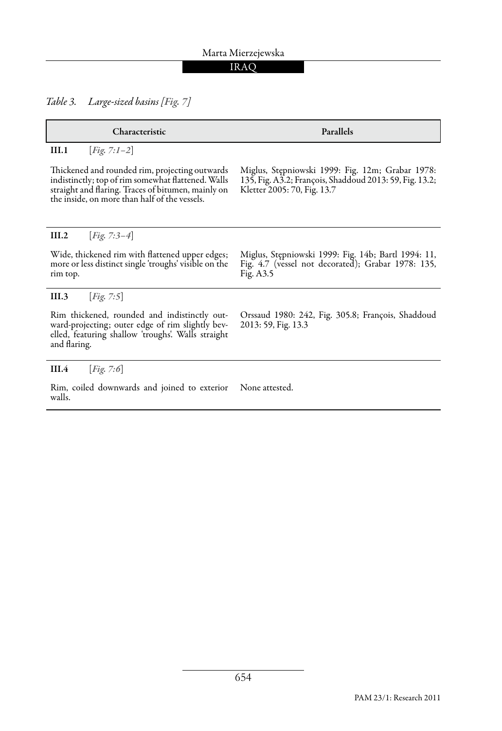*Table 3. Large-sized basins [Fig. 7]*

| Characteristic | Parallels |
|---|---|
| **III.1** [*Fig. 7:1–2*] | |
| Thickened and rounded rim, projecting outwards indistinctly; top of rim somewhat flattened. Walls straight and flaring. Traces of bitumen, mainly on the inside, on more than half of the vessels. | Miglus, Stępniowski 1999: Fig. 12m; Grabar 1978: 135, Fig. A3.2; François, Shaddoud 2013: 59, Fig. 13.2; Kletter 2005: 70, Fig. 13.7 |
| **III.2** [*Fig. 7:3–4*] | |
| Wide, thickened rim with flattened upper edges; more or less distinct single 'troughs' visible on the rim top. | Miglus, Stępniowski 1999: Fig. 14b; Bartl 1994: 11, Fig. 4.7 (vessel not decorated); Grabar 1978: 135, Fig. A3.5 |
| **III.3** [*Fig. 7:5*] | |
| Rim thickened, rounded and indistinctly outward-projecting; outer edge of rim slightly bevelled, featuring shallow 'troughs'. Walls straight and flaring. | Orssaud 1980: 242, Fig. 305.8; François, Shaddoud 2013: 59, Fig. 13.3 |
| **III.4** [*Fig. 7:6*] | |
| Rim, coiled downwards and joined to exterior walls. | None attested. |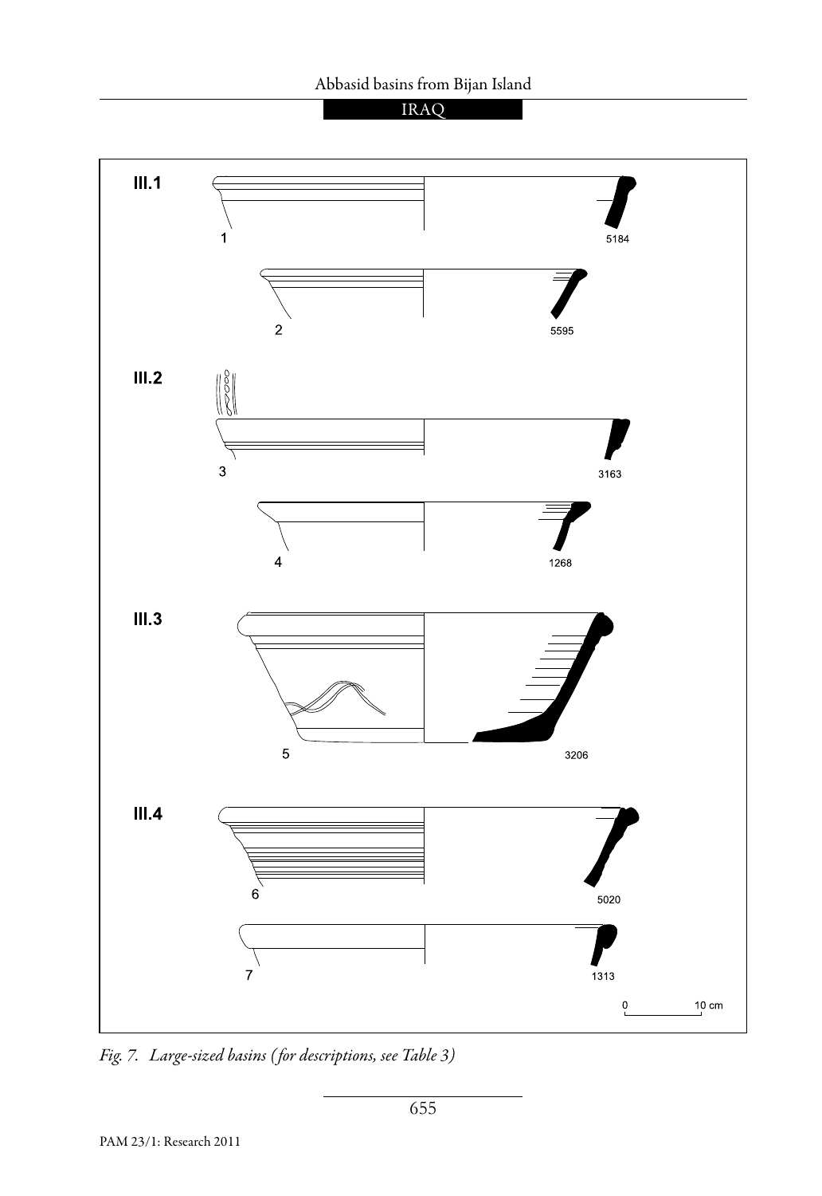*Fig. 7. Large-sized basins (for descriptions, see Table 3)*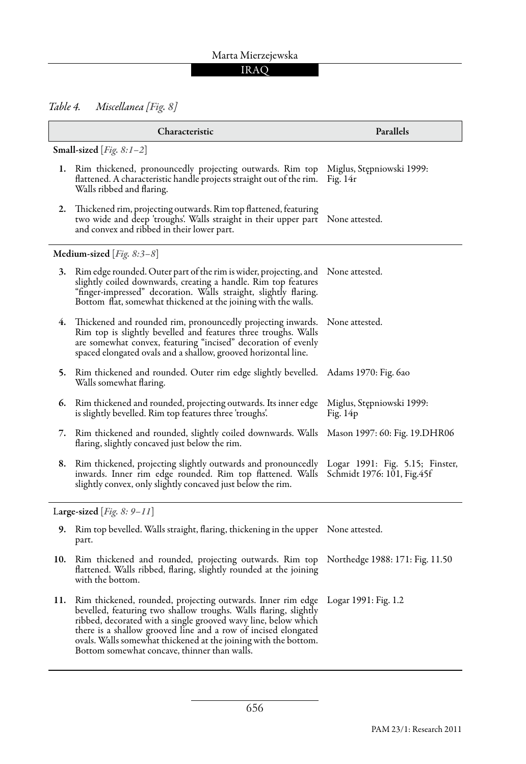*Table 4. Miscellanea [Fig. 8]*

| | Characteristic | Parallels |
|---|---|---|
| **Small-sized** [*Fig. 8:1–2*] | | |
| **1.** | Rim thickened, pronouncedly projecting outwards. Rim top flattened. A characteristic handle projects straight out of the rim. Walls ribbed and flaring. | Miglus, Stępniowski 1999: Fig. 14r |
| **2.** | Thickened rim, projecting outwards. Rim top flattened, featuring two wide and deep 'troughs'. Walls straight in their upper part and convex and ribbed in their lower part. | None attested. |
| **Medium-sized** [*Fig. 8:3–8*] | | |
| **3.** | Rim edge rounded. Outer part of the rim is wider, projecting, and slightly coiled downwards, creating a handle. Rim top features "finger-impressed" decoration. Walls straight, slightly flaring. Bottom flat, somewhat thickened at the joining with the walls. | None attested. |
| **4.** | Thickened and rounded rim, pronouncedly projecting inwards. Rim top is slightly bevelled and features three troughs. Walls are somewhat convex, featuring "incised" decoration of evenly spaced elongated ovals and a shallow, grooved horizontal line. | None attested. |
| **5.** | Rim thickened and rounded. Outer rim edge slightly bevelled. Walls somewhat flaring. | Adams 1970: Fig. 6ao |
| **6.** | Rim thickened and rounded, projecting outwards. Its inner edge is slightly bevelled. Rim top features three 'troughs'. | Miglus, Stępniowski 1999: Fig. 14p |
| **7.** | Rim thickened and rounded, slightly coiled downwards. Walls flaring, slightly concaved just below the rim. | Mason 1997: 60: Fig. 19.DHR06 |
| **8.** | Rim thickened, projecting slightly outwards and pronouncedly inwards. Inner rim edge rounded. Rim top flattened. Walls slightly convex, only slightly concaved just below the rim. | Logar 1991: Fig. 5.15; Finster, Schmidt 1976: 101, Fig.45f |
| **Large-sized** [*Fig. 8: 9–11*] | | |
| **9.** | Rim top bevelled. Walls straight, flaring, thickening in the upper part. | None attested. |
| **10.** | Rim thickened and rounded, projecting outwards. Rim top flattened. Walls ribbed, flaring, slightly rounded at the joining with the bottom. | Northedge 1988: 171: Fig. 11.50 |
| **11.** | Rim thickened, rounded, projecting outwards. Inner rim edge bevelled, featuring two shallow troughs. Walls flaring, slightly ribbed, decorated with a single grooved wavy line, below which there is a shallow grooved line and a row of incised elongated ovals. Walls somewhat thickened at the joining with the bottom. Bottom somewhat concave, thinner than walls. | Logar 1991: Fig. 1.2 |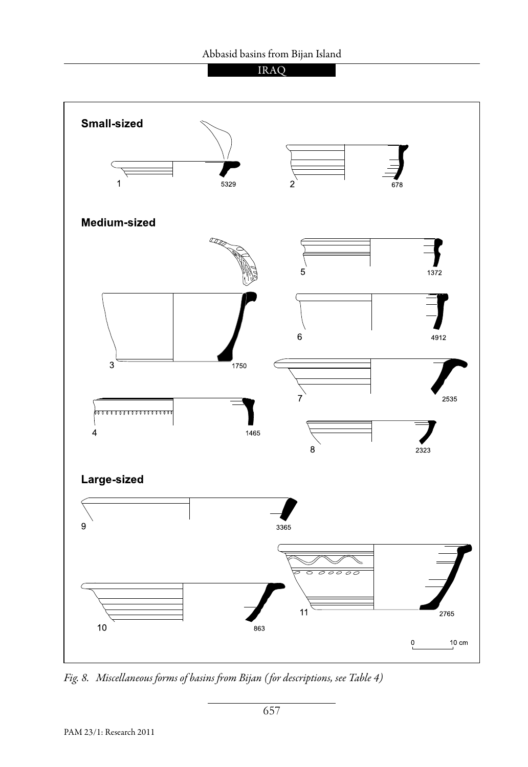**Small-sized**

1 5329

2 678

**Medium-sized**

5 1372

3 1750

6 4912

7 2535

4 1465

8 2323

**Large-sized**

9 3365

10 863

11 2765

0 10 cm

*Fig. 8. Miscellaneous forms of basins from Bijan (for descriptions, see Table 4)*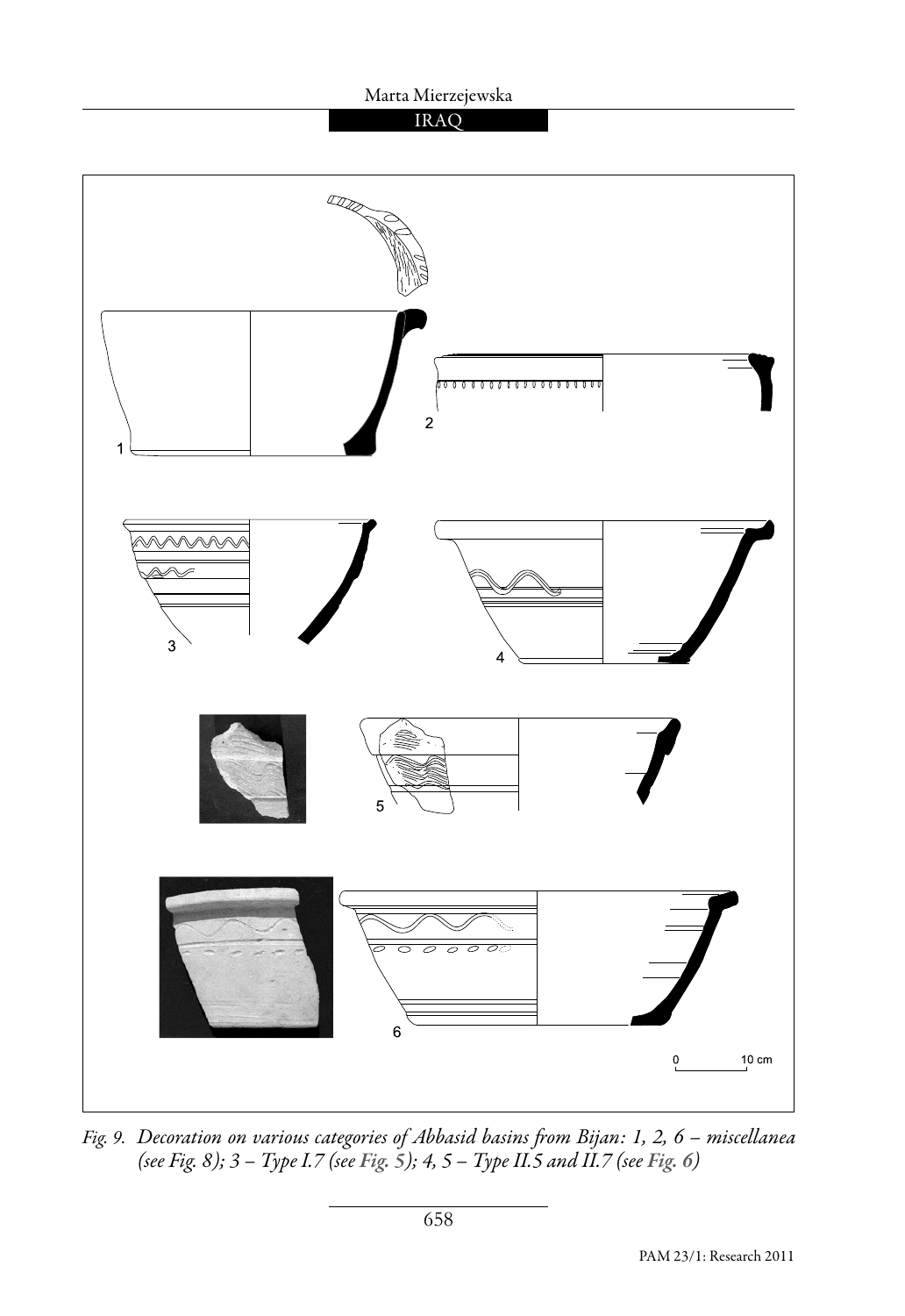*Fig. 9. Decoration on various categories of Abbasid basins from Bijan: 1, 2, 6 – miscellanea (see Fig. 8); 3 – Type I.7 (see Fig. 5); 4, 5 – Type II.5 and II.7 (see Fig. 6)*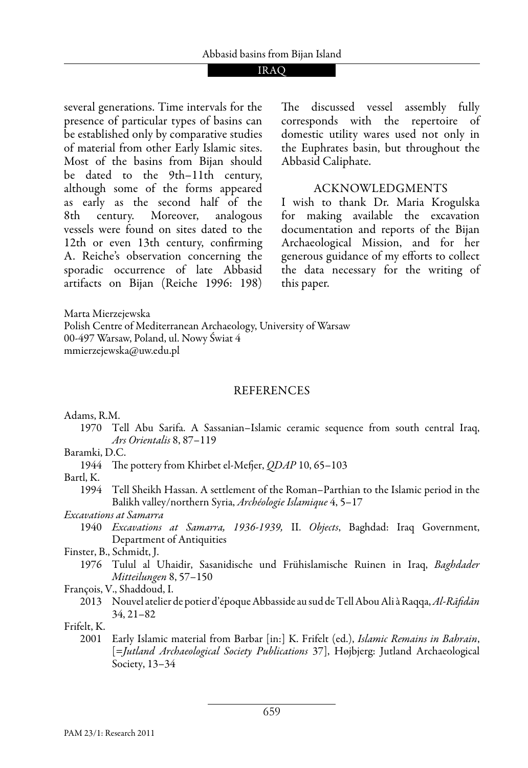several generations. Time intervals for the presence of particular types of basins can be established only by comparative studies of material from other Early Islamic sites. Most of the basins from Bijan should be dated to the 9th–11th century, although some of the forms appeared as early as the second half of the 8th century. Moreover, analogous vessels were found on sites dated to the 12th or even 13th century, confirming A. Reiche's observation concerning the sporadic occurrence of late Abbasid artifacts on Bijan (Reiche 1996: 198) The discussed vessel assembly fully corresponds with the repertoire of domestic utility wares used not only in the Euphrates basin, but throughout the Abbasid Caliphate.

## ACKNOWLEDGMENTS

I wish to thank Dr. Maria Krogulska for making available the excavation documentation and reports of the Bijan Archaeological Mission, and for her generous guidance of my efforts to collect the data necessary for the writing of this paper.

Marta Mierzejewska
Polish Centre of Mediterranean Archaeology, University of Warsaw
00-497 Warsaw, Poland, ul. Nowy Świat 4
mmierzejewska@uw.edu.pl

## REFERENCES

Adams, R.M.
1970 Tell Abu Sarifa. A Sassanian–Islamic ceramic sequence from south central Iraq, *Ars Orientalis* 8, 87–119

Baramki, D.C.
1944 The pottery from Khirbet el-Mefjer, *QDAP* 10, 65–103

Bartl, K.
1994 Tell Sheikh Hassan. A settlement of the Roman–Parthian to the Islamic period in the Balikh valley/northern Syria, *Archéologie Islamique* 4, 5–17

*Excavations at Samarra*
1940 *Excavations at Samarra, 1936-1939,* II. *Objects*, Baghdad: Iraq Government, Department of Antiquities

Finster, B., Schmidt, J.
1976 Tulul al Uhaidir, Sasanidische und Frühislamische Ruinen in Iraq, *Baghdader Mitteilungen* 8, 57–150

François, V., Shaddoud, I.
2013 Nouvel atelier de potier d'époque Abbasside au sud de Tell Abou Ali à Raqqa, *Al-Rāfidān* 34, 21–82

Frifelt, K.
2001 Early Islamic material from Barbar [in:] K. Frifelt (ed.), *Islamic Remains in Bahrain*, [=*Jutland Archaeological Society Publications* 37], Højbjerg: Jutland Archaeological Society, 13–34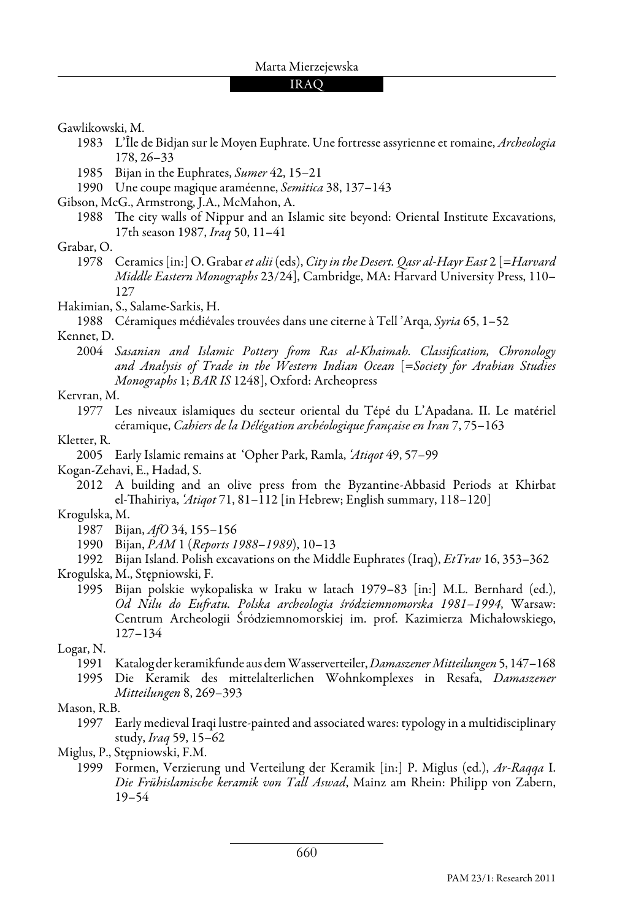Gawlikowski, M.

1983 L'Île de Bidjan sur le Moyen Euphrate. Une fortresse assyrienne et romaine, *Archeologia* 178, 26–33

1985 Bijan in the Euphrates, *Sumer* 42, 15–21

1990 Une coupe magique araméenne, *Semitica* 38, 137–143

Gibson, McG., Armstrong, J.A., McMahon, A.

1988 The city walls of Nippur and an Islamic site beyond: Oriental Institute Excavations, 17th season 1987, *Iraq* 50, 11–41

Grabar, O.

1978 Ceramics [in:] O. Grabar *et alii* (eds), *City in the Desert. Qasr al-Hayr East* 2 [=*Harvard Middle Eastern Monographs* 23/24], Cambridge, MA: Harvard University Press, 110–127

Hakimian, S., Salame-Sarkis, H.

1988 Céramiques médiévales trouvées dans une citerne à Tell 'Arqa, *Syria* 65, 1–52

Kennet, D.

2004 *Sasanian and Islamic Pottery from Ras al-Khaimah. Classification, Chronology and Analysis of Trade in the Western Indian Ocean* [=*Society for Arabian Studies Monographs* 1; *BAR IS* 1248], Oxford: Archeopress

Kervran, M.

1977 Les niveaux islamiques du secteur oriental du Tépé du L'Apadana. II. Le matériel céramique, *Cahiers de la Délégation archéologique française en Iran* 7, 75–163

Kletter, R.

2005 Early Islamic remains at 'Opher Park, Ramla, *'Atiqot* 49, 57–99

Kogan-Zehavi, E., Hadad, S.

2012 A building and an olive press from the Byzantine-Abbasid Periods at Khirbat el-Thahiriya, *'Atiqot* 71, 81–112 [in Hebrew; English summary, 118–120]

Krogulska, M.

1987 Bijan, *AfO* 34, 155–156

1990 Bijan, *PAM* 1 (*Reports 1988–1989*), 10–13

1992 Bijan Island. Polish excavations on the Middle Euphrates (Iraq), *EtTrav* 16, 353–362

Krogulska, M., Stępniowski, F.

1995 Bijan polskie wykopaliska w Iraku w latach 1979–83 [in:] M.L. Bernhard (ed.), *Od Nilu do Eufratu. Polska archeologia śródziemnomorska 1981–1994*, Warsaw: Centrum Archeologii Śródziemnomorskiej im. prof. Kazimierza Michałowskiego, 127–134

Logar, N.

1991 Katalog der keramikfunde aus dem Wasserverteiler, *Damaszener Mitteilungen* 5, 147–168

1995 Die Keramik des mittelalterlichen Wohnkomplexes in Resafa, *Damaszener Mitteilungen* 8, 269–393

Mason, R.B.

1997 Early medieval Iraqi lustre-painted and associated wares: typology in a multidisciplinary study, *Iraq* 59, 15–62

Miglus, P., Stępniowski, F.M.

1999 Formen, Verzierung und Verteilung der Keramik [in:] P. Miglus (ed.), *Ar-Raqqa* I. *Die Frühislamische keramik von Tall Aswad*, Mainz am Rhein: Philipp von Zabern, 19–54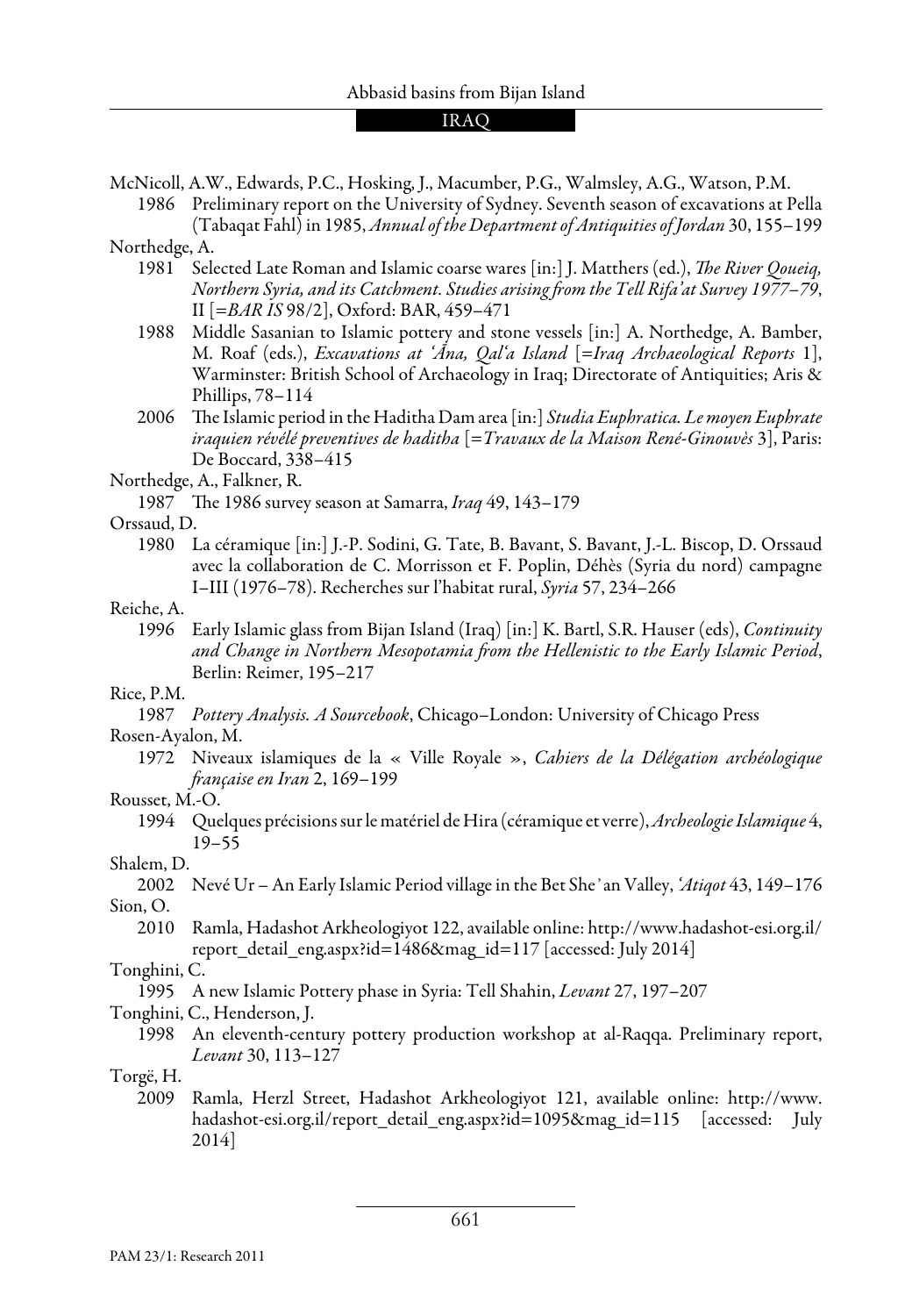McNicoll, A.W., Edwards, P.C., Hosking, J., Macumber, P.G., Walmsley, A.G., Watson, P.M.

1986 Preliminary report on the University of Sydney. Seventh season of excavations at Pella (Tabaqat Fahl) in 1985, *Annual of the Department of Antiquities of Jordan* 30, 155–199

Northedge, A.

1981 Selected Late Roman and Islamic coarse wares [in:] J. Matthers (ed.), *The River Queiq, Northern Syria, and its Catchment. Studies arising from the Tell Rifa'at Survey 1977–79*, II [=*BAR IS* 98/2], Oxford: BAR, 459–471

1988 Middle Sasanian to Islamic pottery and stone vessels [in:] A. Northedge, A. Bamber, M. Roaf (eds.), *Excavations at 'Āna, Qal'a Island* [=*Iraq Archaeological Reports* 1], Warminster: British School of Archaeology in Iraq; Directorate of Antiquities; Aris & Phillips, 78–114

2006 The Islamic period in the Haditha Dam area [in:] *Studia Euphratica. Le moyen Euphrate iraquien révélé preventives de haditha* [=*Travaux de la Maison René-Ginouvès* 3], Paris: De Boccard, 338–415

Northedge, A., Falkner, R.

1987 The 1986 survey season at Samarra, *Iraq* 49, 143–179

Orssaud, D.

1980 La céramique [in:] J.-P. Sodini, G. Tate, B. Bavant, S. Bavant, J.-L. Biscop, D. Orssaud avec la collaboration de C. Morrisson et F. Poplin, Déhès (Syria du nord) campagne I–III (1976–78). Recherches sur l'habitat rural, *Syria* 57, 234–266

Reiche, A.

1996 Early Islamic glass from Bijan Island (Iraq) [in:] K. Bartl, S.R. Hauser (eds), *Continuity and Change in Northern Mesopotamia from the Hellenistic to the Early Islamic Period*, Berlin: Reimer, 195–217

Rice, P.M.

1987 *Pottery Analysis. A Sourcebook*, Chicago–London: University of Chicago Press

Rosen-Ayalon, M.

1972 Niveaux islamiques de la « Ville Royale », *Cahiers de la Délégation archéologique française en Iran* 2, 169–199

Rousset, M.-O.

1994 Quelques précisions sur le matériel de Hira (céramique et verre), *Archeologie Islamique* 4, 19–55

Shalem, D.

2002 Nevé Ur – An Early Islamic Period village in the Bet She'an Valley, *'Atiqot* 43, 149–176

Sion, O.

2010 Ramla, Hadashot Arkheologiyot 122, available online: http://www.hadashot-esi.org.il/report_detail_eng.aspx?id=1486&mag_id=117 [accessed: July 2014]

Tonghini, C.

1995 A new Islamic Pottery phase in Syria: Tell Shahin, *Levant* 27, 197–207

Tonghini, C., Henderson, J.

1998 An eleventh-century pottery production workshop at al-Raqqa. Preliminary report, *Levant* 30, 113–127

Torgë, H.

2009 Ramla, Herzl Street, Hadashot Arkheologiyot 121, available online: http://www.hadashot-esi.org.il/report_detail_eng.aspx?id=1095&mag_id=115 [accessed: July 2014]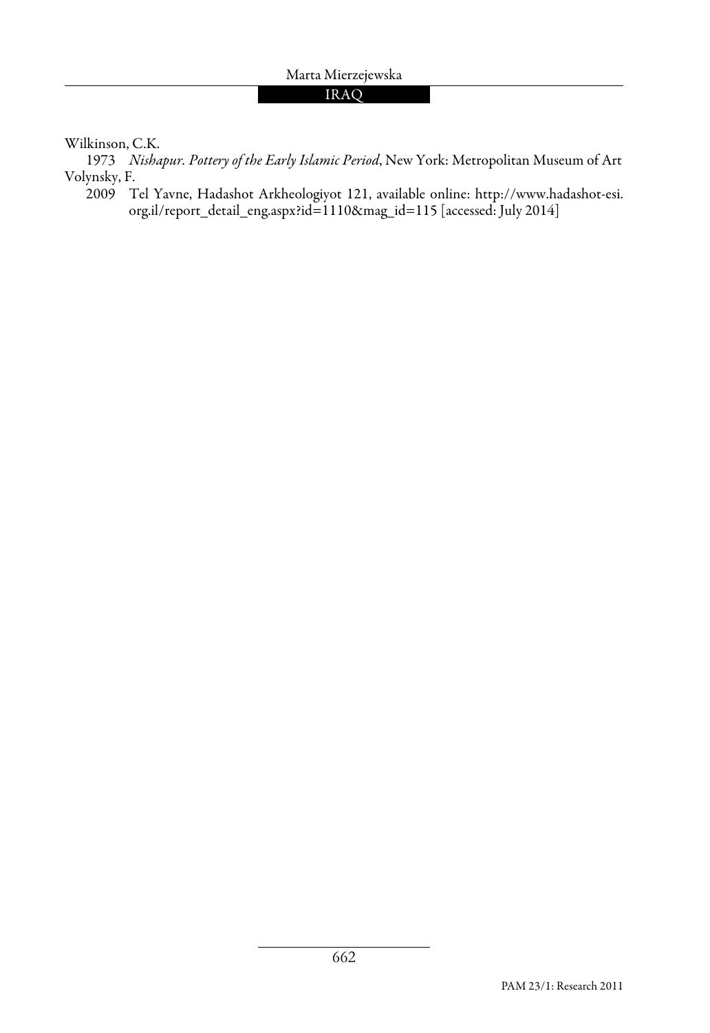Wilkinson, C.K.

1973 *Nishapur. Pottery of the Early Islamic Period*, New York: Metropolitan Museum of Art

Volynsky, F.

2009 Tel Yavne, Hadashot Arkheologiyot 121, available online: http://www.hadashot-esi.org.il/report_detail_eng.aspx?id=1110&mag_id=115 [accessed: July 2014]